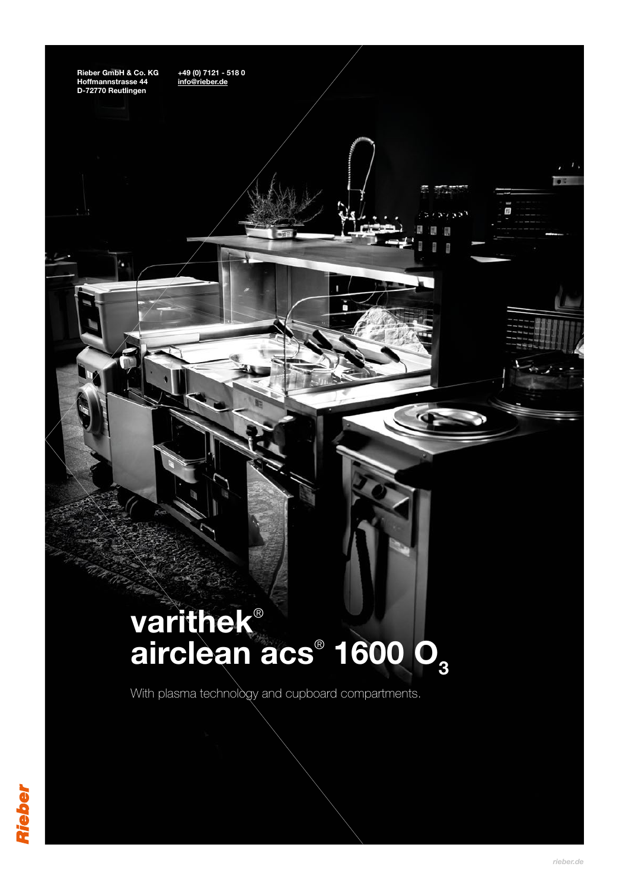Rieber GmbH & Co. KG
Hoffmannstrasse 44
D-72770 Reutlingen

+49 (0) 7121 - 518 0
info@rieber.de

# varithek® airclean acs® 1600 $O_3$

With plasma technology and cupboard compartments.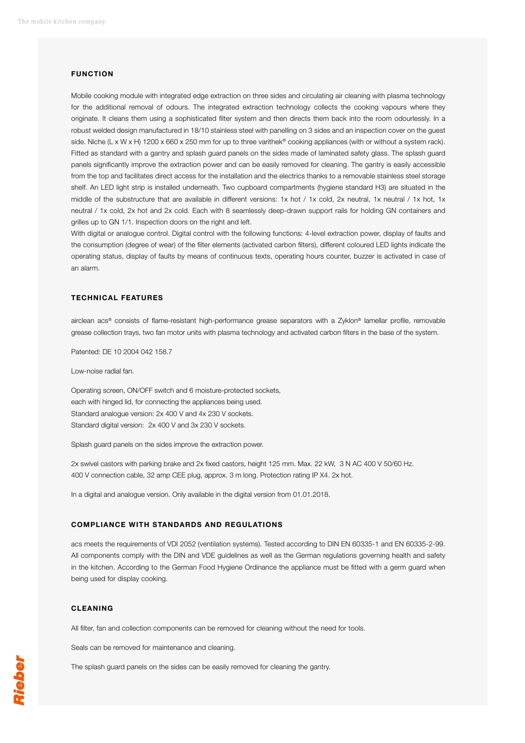## FUNCTION

Mobile cooking module with integrated edge extraction on three sides and circulating air cleaning with plasma technology for the additional removal of odours. The integrated extraction technology collects the cooking vapours where they originate. It cleans them using a sophisticated filter system and then directs them back into the room odourlessly. In a robust welded design manufactured in 18/10 stainless steel with panelling on 3 sides and an inspection cover on the guest side. Niche (L x W x H) 1200 x 660 x 250 mm for up to three varithek® cooking appliances (with or without a system rack). Fitted as standard with a gantry and splash guard panels on the sides made of laminated safety glass. The splash guard panels significantly improve the extraction power and can be easily removed for cleaning. The gantry is easily accessible from the top and facilitates direct access for the installation and the electrics thanks to a removable stainless steel storage shelf. An LED light strip is installed underneath. Two cupboard compartments (hygiene standard H3) are situated in the middle of the substructure that are available in different versions: 1x hot / 1x cold, 2x neutral, 1x neutral / 1x hot, 1x neutral / 1x cold, 2x hot and 2x cold. Each with 8 seamlessly deep-drawn support rails for holding GN containers and grilles up to GN 1/1. Inspection doors on the right and left.

With digital or analogue control. Digital control with the following functions: 4-level extraction power, display of faults and the consumption (degree of wear) of the filter elements (activated carbon filters), different coloured LED lights indicate the operating status, display of faults by means of continuous texts, operating hours counter, buzzer is activated in case of an alarm.

## TECHNICAL FEATURES

airclean acs® consists of flame-resistant high-performance grease separators with a Zyklon® lamellar profile, removable grease collection trays, two fan motor units with plasma technology and activated carbon filters in the base of the system.

Patented: DE 10 2004 042 158.7

Low-noise radial fan.

Operating screen, ON/OFF switch and 6 moisture-protected sockets,
each with hinged lid, for connecting the appliances being used.
Standard analogue version: 2x 400 V and 4x 230 V sockets.
Standard digital version: 2x 400 V and 3x 230 V sockets.

Splash guard panels on the sides improve the extraction power.

2x swivel castors with parking brake and 2x fixed castors, height 125 mm. Max. 22 kW, 3 N AC 400 V 50/60 Hz.
400 V connection cable, 32 amp CEE plug, approx. 3 m long. Protection rating IP X4. 2x hot.

In a digital and analogue version. Only available in the digital version from 01.01.2018.

## COMPLIANCE WITH STANDARDS AND REGULATIONS

acs meets the requirements of VDI 2052 (ventilation systems). Tested according to DIN EN 60335-1 and EN 60335-2-99. All components comply with the DIN and VDE guidelines as well as the German regulations governing health and safety in the kitchen. According to the German Food Hygiene Ordinance the appliance must be fitted with a germ guard when being used for display cooking.

## CLEANING

All filter, fan and collection components can be removed for cleaning without the need for tools.

Seals can be removed for maintenance and cleaning.

The splash guard panels on the sides can be easily removed for cleaning the gantry.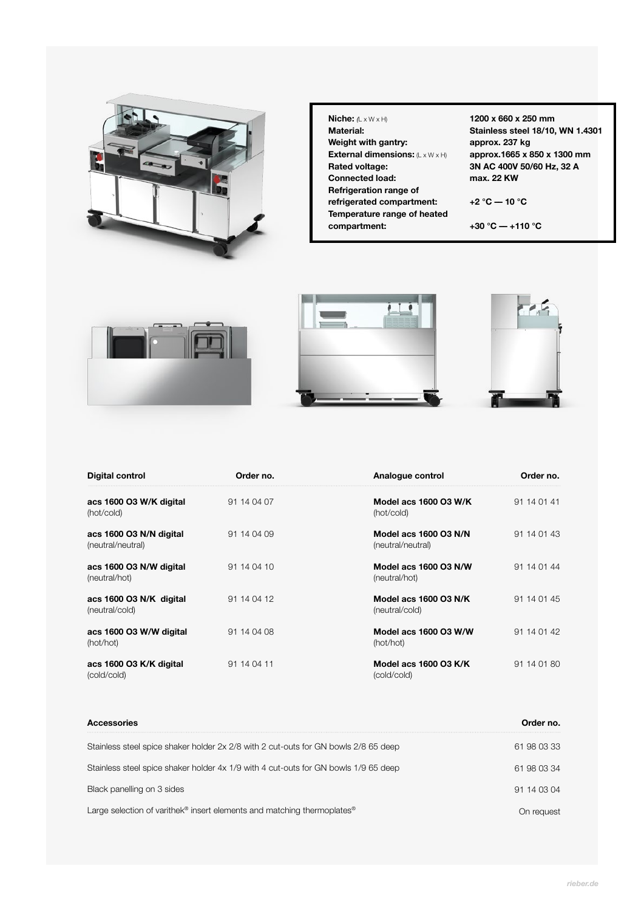| | |
|---|---|
| **Niche:** (L x W x H) | **1200 x 660 x 250 mm** |
| **Material:** | **Stainless steel 18/10, WN 1.4301** |
| **Weight with gantry:** | **approx. 237 kg** |
| **External dimensions:** (L x W x H) | **approx.1665 x 850 x 1300 mm** |
| **Rated voltage:** | **3N AC 400V 50/60 Hz, 32 A** |
| **Connected load:** | **max. 22 KW** |
| **Refrigeration range of refrigerated compartment:** | **+2 °C — 10 °C** |
| **Temperature range of heated compartment:** | **+30 °C — +110 °C** |

| Digital control | Order no. |
|---|---|
| **acs 1600 O3 W/K digital** (hot/cold) | 91 14 04 07 |
| **acs 1600 O3 N/N digital** (neutral/neutral) | 91 14 04 09 |
| **acs 1600 O3 N/W digital** (neutral/hot) | 91 14 04 10 |
| **acs 1600 O3 N/K digital** (neutral/cold) | 91 14 04 12 |
| **acs 1600 O3 W/W digital** (hot/hot) | 91 14 04 08 |
| **acs 1600 O3 K/K digital** (cold/cold) | 91 14 04 11 |

| Analogue control | Order no. |
|---|---|
| **Model acs 1600 O3 W/K** (hot/cold) | 91 14 01 41 |
| **Model acs 1600 O3 N/N** (neutral/neutral) | 91 14 01 43 |
| **Model acs 1600 O3 N/W** (neutral/hot) | 91 14 01 44 |
| **Model acs 1600 O3 N/K** (neutral/cold) | 91 14 01 45 |
| **Model acs 1600 O3 W/W** (hot/hot) | 91 14 01 42 |
| **Model acs 1600 O3 K/K** (cold/cold) | 91 14 01 80 |

| Accessories | Order no. |
|---|---|
| Stainless steel spice shaker holder 2x 2/8 with 2 cut-outs for GN bowls 2/8 65 deep | 61 98 03 33 |
| Stainless steel spice shaker holder 4x 1/9 with 4 cut-outs for GN bowls 1/9 65 deep | 61 98 03 34 |
| Black panelling on 3 sides | 91 14 03 04 |
| Large selection of varithek® insert elements and matching thermoplates® | On request |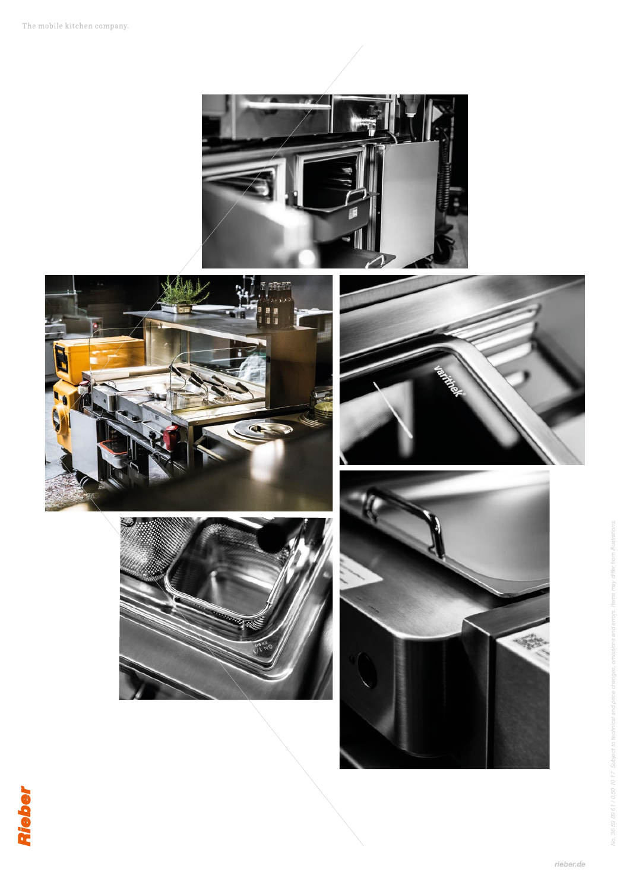The mobile kitchen company.

Rieber

No. 36 59 09 61 / 0.50 10 17 Subject to technical and price changes, omissions and errors. Items may differ from illustrations.

rieber.de